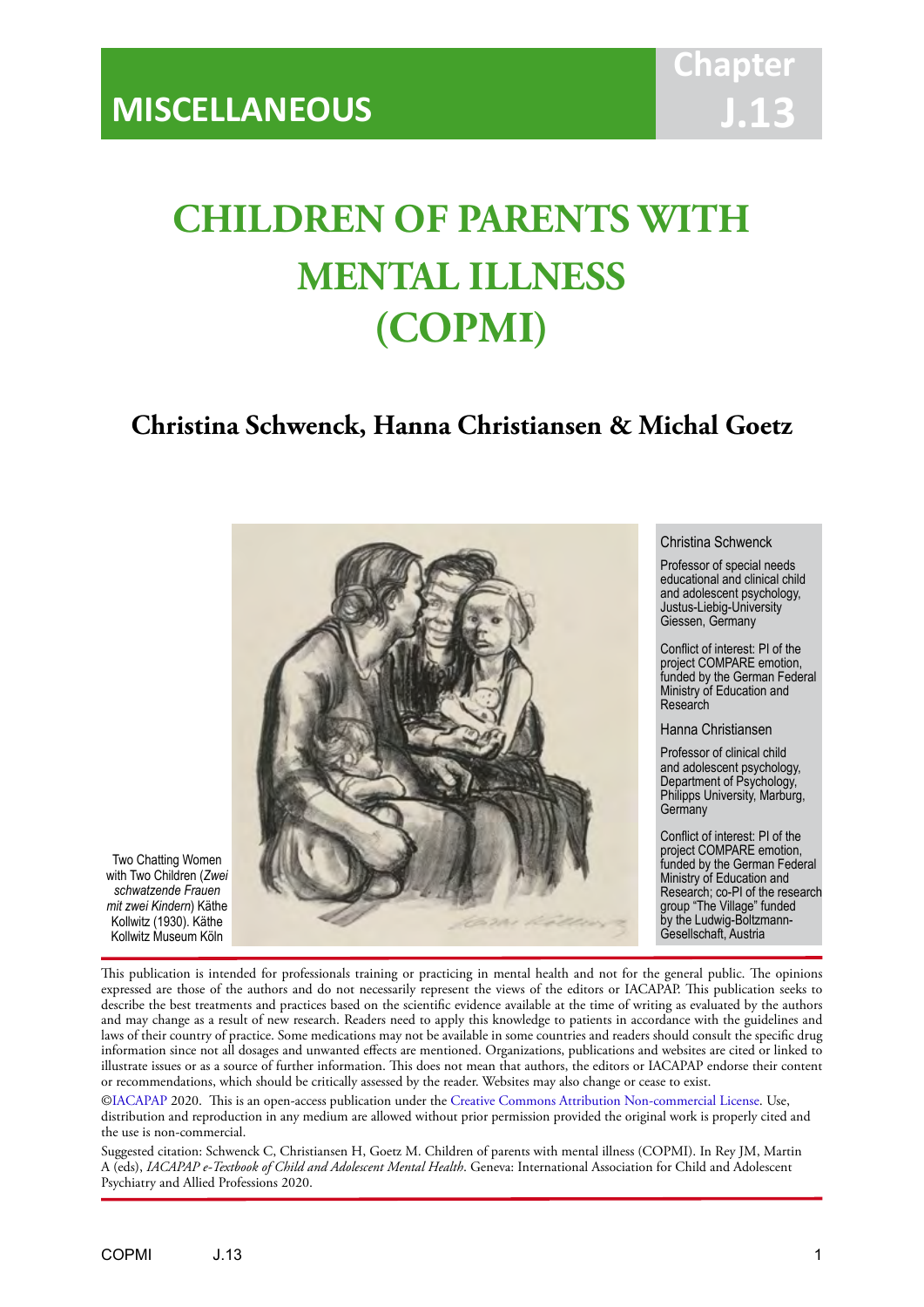MISCELLANEOUS

Chapter J.13

# CHILDREN OF PARENTS WITH MENTAL ILLNESS (COPMI)

## Christina Schwenck, Hanna Christiansen & Michal Goetz

Two Chatting Women with Two Children (*Zwei schwatzende Frauen mit zwei Kindern*) Käthe Kollwitz (1930). Käthe Kollwitz Museum Köln

Christina Schwenck

Professor of special needs educational and clinical child and adolescent psychology, Justus-Liebig-University Giessen, Germany

Conflict of interest: PI of the project COMPARE emotion, funded by the German Federal Ministry of Education and Research

Hanna Christiansen

Professor of clinical child and adolescent psychology, Department of Psychology, Philipps University, Marburg, Germany

Conflict of interest: PI of the project COMPARE emotion, funded by the German Federal Ministry of Education and Research; co-PI of the research group "The Village" funded by the Ludwig-Boltzmann-Gesellschaft, Austria

This publication is intended for professionals training or practicing in mental health and not for the general public. The opinions expressed are those of the authors and do not necessarily represent the views of the editors or IACAPAP. This publication seeks to describe the best treatments and practices based on the scientific evidence available at the time of writing as evaluated by the authors and may change as a result of new research. Readers need to apply this knowledge to patients in accordance with the guidelines and laws of their country of practice. Some medications may not be available in some countries and readers should consult the specific drug information since not all dosages and unwanted effects are mentioned. Organizations, publications and websites are cited or linked to illustrate issues or as a source of further information. This does not mean that authors, the editors or IACAPAP endorse their content or recommendations, which should be critically assessed by the reader. Websites may also change or cease to exist.

©IACAPAP 2020. This is an open-access publication under the Creative Commons Attribution Non-commercial License. Use, distribution and reproduction in any medium are allowed without prior permission provided the original work is properly cited and the use is non-commercial.

Suggested citation: Schwenck C, Christiansen H, Goetz M. Children of parents with mental illness (COPMI). In Rey JM, Martin A (eds), *IACAPAP e-Textbook of Child and Adolescent Mental Health*. Geneva: International Association for Child and Adolescent Psychiatry and Allied Professions 2020.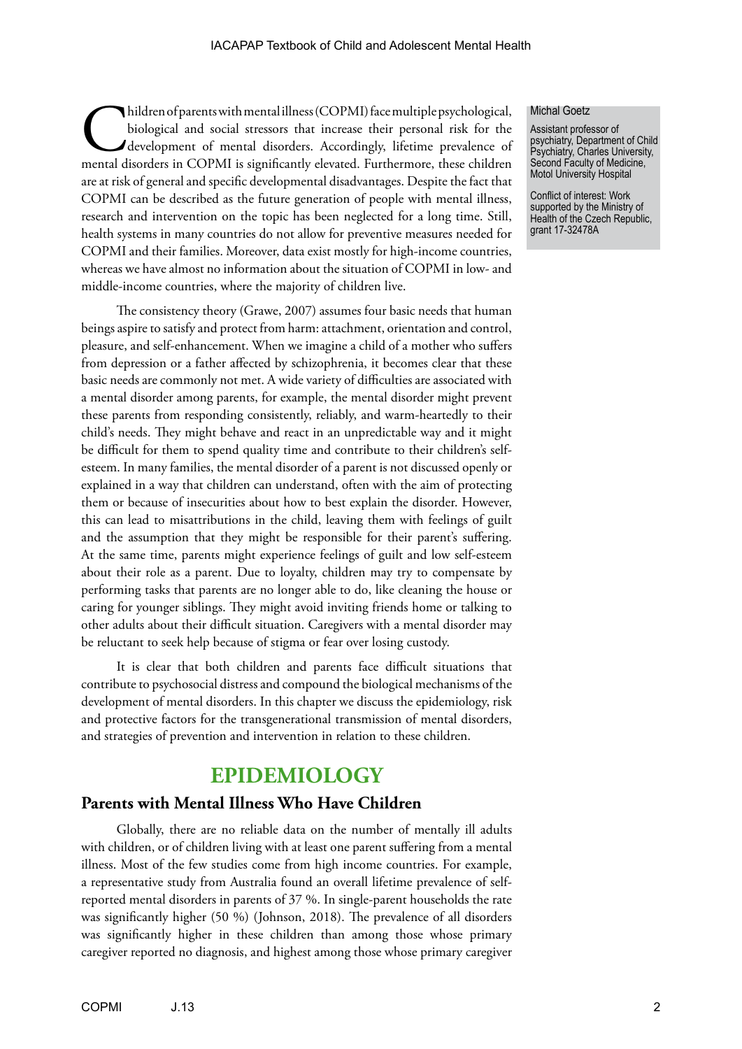Children of parents with mental illness (COPMI) face multiple psychological, biological and social stressors that increase their personal risk for the development of mental disorders. Accordingly, lifetime prevalence of mental disorders in COPMI is significantly elevated. Furthermore, these children are at risk of general and specific developmental disadvantages. Despite the fact that COPMI can be described as the future generation of people with mental illness, research and intervention on the topic has been neglected for a long time. Still, health systems in many countries do not allow for preventive measures needed for COPMI and their families. Moreover, data exist mostly for high-income countries, whereas we have almost no information about the situation of COPMI in low- and middle-income countries, where the majority of children live.

Michal Goetz

Assistant professor of psychiatry, Department of Child Psychiatry, Charles University, Second Faculty of Medicine, Motol University Hospital

Conflict of interest: Work supported by the Ministry of Health of the Czech Republic, grant 17-32478A

The consistency theory (Grawe, 2007) assumes four basic needs that human beings aspire to satisfy and protect from harm: attachment, orientation and control, pleasure, and self-enhancement. When we imagine a child of a mother who suffers from depression or a father affected by schizophrenia, it becomes clear that these basic needs are commonly not met. A wide variety of difficulties are associated with a mental disorder among parents, for example, the mental disorder might prevent these parents from responding consistently, reliably, and warm-heartedly to their child's needs. They might behave and react in an unpredictable way and it might be difficult for them to spend quality time and contribute to their children's self-esteem. In many families, the mental disorder of a parent is not discussed openly or explained in a way that children can understand, often with the aim of protecting them or because of insecurities about how to best explain the disorder. However, this can lead to misattributions in the child, leaving them with feelings of guilt and the assumption that they might be responsible for their parent's suffering. At the same time, parents might experience feelings of guilt and low self-esteem about their role as a parent. Due to loyalty, children may try to compensate by performing tasks that parents are no longer able to do, like cleaning the house or caring for younger siblings. They might avoid inviting friends home or talking to other adults about their difficult situation. Caregivers with a mental disorder may be reluctant to seek help because of stigma or fear over losing custody.

It is clear that both children and parents face difficult situations that contribute to psychosocial distress and compound the biological mechanisms of the development of mental disorders. In this chapter we discuss the epidemiology, risk and protective factors for the transgenerational transmission of mental disorders, and strategies of prevention and intervention in relation to these children.

# EPIDEMIOLOGY

## Parents with Mental Illness Who Have Children

Globally, there are no reliable data on the number of mentally ill adults with children, or of children living with at least one parent suffering from a mental illness. Most of the few studies come from high income countries. For example, a representative study from Australia found an overall lifetime prevalence of self-reported mental disorders in parents of 37 %. In single-parent households the rate was significantly higher (50 %) (Johnson, 2018). The prevalence of all disorders was significantly higher in these children than among those whose primary caregiver reported no diagnosis, and highest among those whose primary caregiver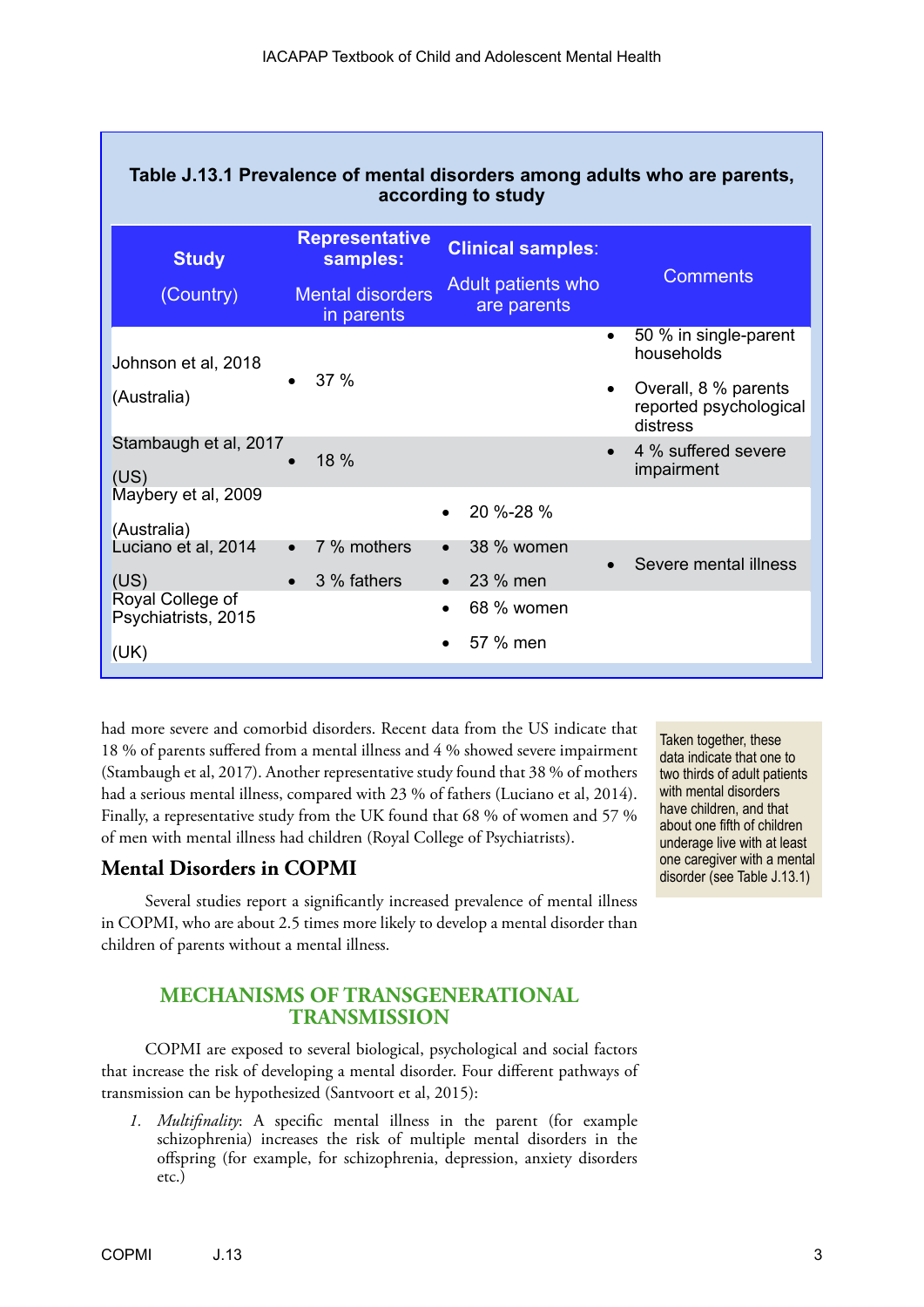**Table J.13.1 Prevalence of mental disorders among adults who are parents, according to study**

| Study (Country) | Representative samples: Mental disorders in parents | Clinical samples: Adult patients who are parents | Comments |
|---|---|---|---|
| Johnson et al, 2018 (Australia) | • 37 % | | • 50 % in single-parent households<br>• Overall, 8 % parents reported psychological distress |
| Stambaugh et al, 2017 (US) | • 18 % | | • 4 % suffered severe impairment |
| Maybery et al, 2009 (Australia) | | • 20 %-28 % | |
| Luciano et al, 2014 (US) | • 7 % mothers<br>• 3 % fathers | • 38 % women<br>• 23 % men | • Severe mental illness |
| Royal College of Psychiatrists, 2015 (UK) | | • 68 % women<br>• 57 % men | |

had more severe and comorbid disorders. Recent data from the US indicate that 18 % of parents suffered from a mental illness and 4 % showed severe impairment (Stambaugh et al, 2017). Another representative study found that 38 % of mothers had a serious mental illness, compared with 23 % of fathers (Luciano et al, 2014). Finally, a representative study from the UK found that 68 % of women and 57 % of men with mental illness had children (Royal College of Psychiatrists).

Taken together, these data indicate that one to two thirds of adult patients with mental disorders have children, and that about one fifth of children underage live with at least one caregiver with a mental disorder (see Table J.13.1)

## Mental Disorders in COPMI

Several studies report a significantly increased prevalence of mental illness in COPMI, who are about 2.5 times more likely to develop a mental disorder than children of parents without a mental illness.

# MECHANISMS OF TRANSGENERATIONAL TRANSMISSION

COPMI are exposed to several biological, psychological and social factors that increase the risk of developing a mental disorder. Four different pathways of transmission can be hypothesized (Santvoort et al, 2015):

1. *Multifinality*: A specific mental illness in the parent (for example schizophrenia) increases the risk of multiple mental disorders in the offspring (for example, for schizophrenia, depression, anxiety disorders etc.)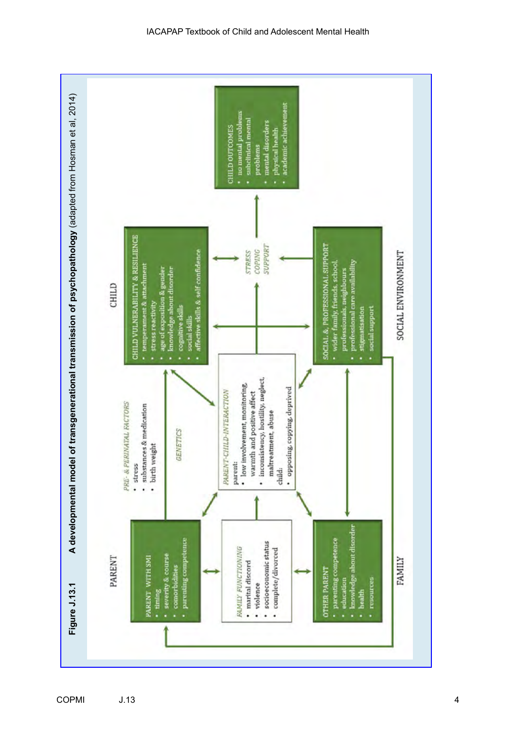**Figure J.13.1** **A developmental model of transgenerational transmission of psychopathology** (adapted from Hosman et al, 2014)

PARENT

PARENT WITH SMI
- timing
- severity & course
- comorbidities
- parenting competence

*FAMILY FUNCTIONING*
- marital discord
- violence
- socioeconomic status
- complete/divorced

OTHER PARENT
- parenting competence
- education
- knowledge about disorder
- health
- resources

FAMILY

*PRE- & PERINATAL FACTORS*
- stress
- substances & medication
- birth weight

*GENETICS*

*PARENT-CHILD-INTERACTION*

parent:
- low involvement, monitoring, warmth and positive affect
- inconsistency, hostility, neglect, maltreatment, abuse

child:
- opposing, copying, deprived

CHILD

CHILD VULNERABILITY & RESILIENCE
- temperament & attachment
- stress reactivity
- age of exposition & gender
- knowledge about disorder
- cognitive skills
- social skills
- affective skills & self confidence

*STRESS*
*COPING*
*SUPPORT*

SOCIAL & PROFESSIONAL SUPPORT
- wider family, friends, school, professionals, neighbours
- professional care availability
- stigmatisation
- social support

SOCIAL ENVIRONMENT

CHILD OUTCOMES
- no mental problems
- subclinical mental problems
- mental disorders
- physical health
- academic achievement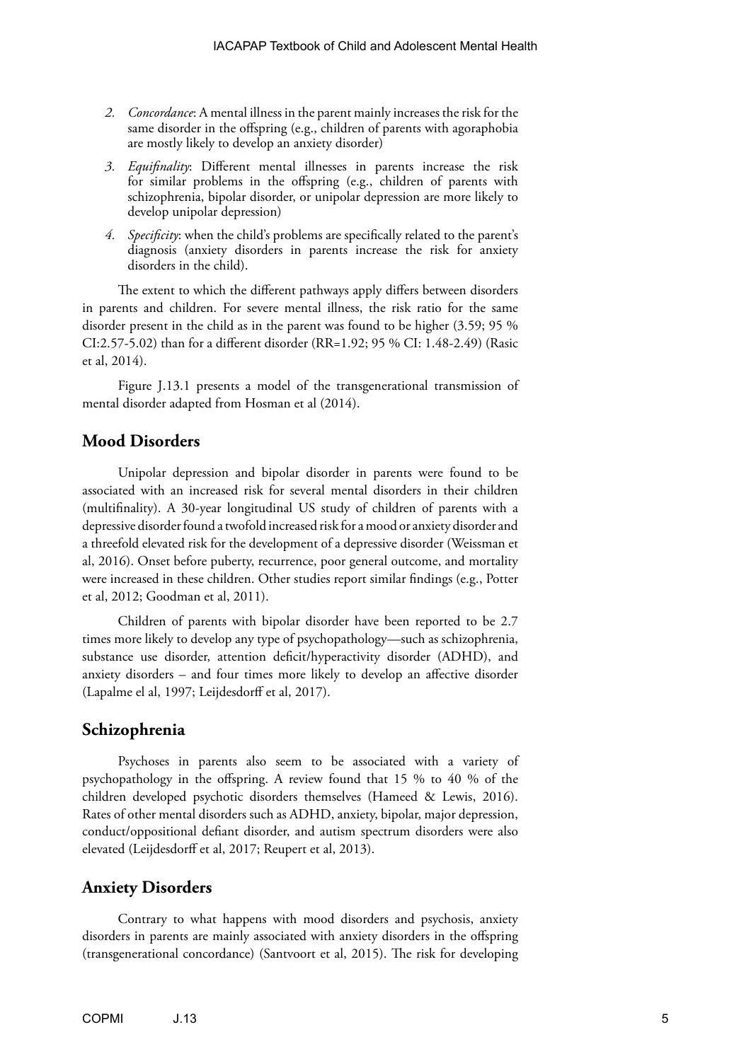2. *Concordance*: A mental illness in the parent mainly increases the risk for the same disorder in the offspring (e.g., children of parents with agoraphobia are mostly likely to develop an anxiety disorder)
3. *Equifinality*: Different mental illnesses in parents increase the risk for similar problems in the offspring (e.g., children of parents with schizophrenia, bipolar disorder, or unipolar depression are more likely to develop unipolar depression)
4. *Specificity*: when the child's problems are specifically related to the parent's diagnosis (anxiety disorders in parents increase the risk for anxiety disorders in the child).

The extent to which the different pathways apply differs between disorders in parents and children. For severe mental illness, the risk ratio for the same disorder present in the child as in the parent was found to be higher (3.59; 95 % CI:2.57-5.02) than for a different disorder (RR=1.92; 95 % CI: 1.48-2.49) (Rasic et al, 2014).

Figure J.13.1 presents a model of the transgenerational transmission of mental disorder adapted from Hosman et al (2014).

## Mood Disorders

Unipolar depression and bipolar disorder in parents were found to be associated with an increased risk for several mental disorders in their children (multifinality). A 30-year longitudinal US study of children of parents with a depressive disorder found a twofold increased risk for a mood or anxiety disorder and a threefold elevated risk for the development of a depressive disorder (Weissman et al, 2016). Onset before puberty, recurrence, poor general outcome, and mortality were increased in these children. Other studies report similar findings (e.g., Potter et al, 2012; Goodman et al, 2011).

Children of parents with bipolar disorder have been reported to be 2.7 times more likely to develop any type of psychopathology—such as schizophrenia, substance use disorder, attention deficit/hyperactivity disorder (ADHD), and anxiety disorders – and four times more likely to develop an affective disorder (Lapalme el al, 1997; Leijdesdorff et al, 2017).

## Schizophrenia

Psychoses in parents also seem to be associated with a variety of psychopathology in the offspring. A review found that 15 % to 40 % of the children developed psychotic disorders themselves (Hameed & Lewis, 2016). Rates of other mental disorders such as ADHD, anxiety, bipolar, major depression, conduct/oppositional defiant disorder, and autism spectrum disorders were also elevated (Leijdesdorff et al, 2017; Reupert et al, 2013).

## Anxiety Disorders

Contrary to what happens with mood disorders and psychosis, anxiety disorders in parents are mainly associated with anxiety disorders in the offspring (transgenerational concordance) (Santvoort et al, 2015). The risk for developing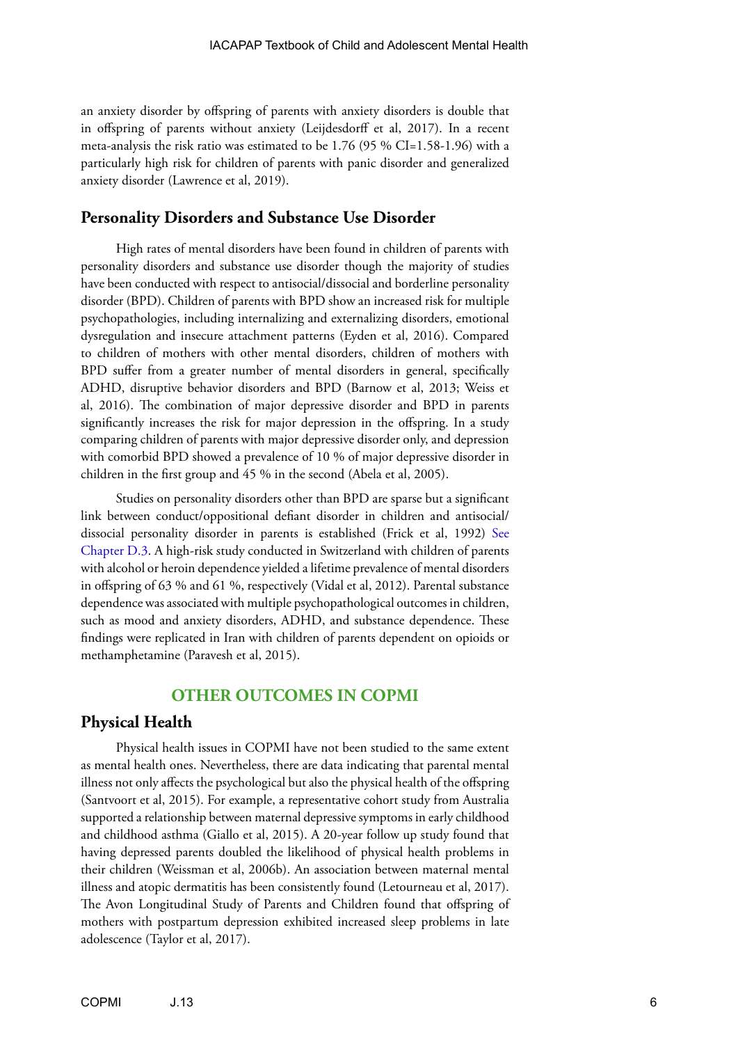an anxiety disorder by offspring of parents with anxiety disorders is double that in offspring of parents without anxiety (Leijdesdorff et al, 2017). In a recent meta-analysis the risk ratio was estimated to be 1.76 (95 % CI=1.58-1.96) with a particularly high risk for children of parents with panic disorder and generalized anxiety disorder (Lawrence et al, 2019).

## Personality Disorders and Substance Use Disorder

High rates of mental disorders have been found in children of parents with personality disorders and substance use disorder though the majority of studies have been conducted with respect to antisocial/dissocial and borderline personality disorder (BPD). Children of parents with BPD show an increased risk for multiple psychopathologies, including internalizing and externalizing disorders, emotional dysregulation and insecure attachment patterns (Eyden et al, 2016). Compared to children of mothers with other mental disorders, children of mothers with BPD suffer from a greater number of mental disorders in general, specifically ADHD, disruptive behavior disorders and BPD (Barnow et al, 2013; Weiss et al, 2016). The combination of major depressive disorder and BPD in parents significantly increases the risk for major depression in the offspring. In a study comparing children of parents with major depressive disorder only, and depression with comorbid BPD showed a prevalence of 10 % of major depressive disorder in children in the first group and 45 % in the second (Abela et al, 2005).

Studies on personality disorders other than BPD are sparse but a significant link between conduct/oppositional defiant disorder in children and antisocial/dissocial personality disorder in parents is established (Frick et al, 1992) See Chapter D.3. A high-risk study conducted in Switzerland with children of parents with alcohol or heroin dependence yielded a lifetime prevalence of mental disorders in offspring of 63 % and 61 %, respectively (Vidal et al, 2012). Parental substance dependence was associated with multiple psychopathological outcomes in children, such as mood and anxiety disorders, ADHD, and substance dependence. These findings were replicated in Iran with children of parents dependent on opioids or methamphetamine (Paravesh et al, 2015).

# OTHER OUTCOMES IN COPMI

## Physical Health

Physical health issues in COPMI have not been studied to the same extent as mental health ones. Nevertheless, there are data indicating that parental mental illness not only affects the psychological but also the physical health of the offspring (Santvoort et al, 2015). For example, a representative cohort study from Australia supported a relationship between maternal depressive symptoms in early childhood and childhood asthma (Giallo et al, 2015). A 20-year follow up study found that having depressed parents doubled the likelihood of physical health problems in their children (Weissman et al, 2006b). An association between maternal mental illness and atopic dermatitis has been consistently found (Letourneau et al, 2017). The Avon Longitudinal Study of Parents and Children found that offspring of mothers with postpartum depression exhibited increased sleep problems in late adolescence (Taylor et al, 2017).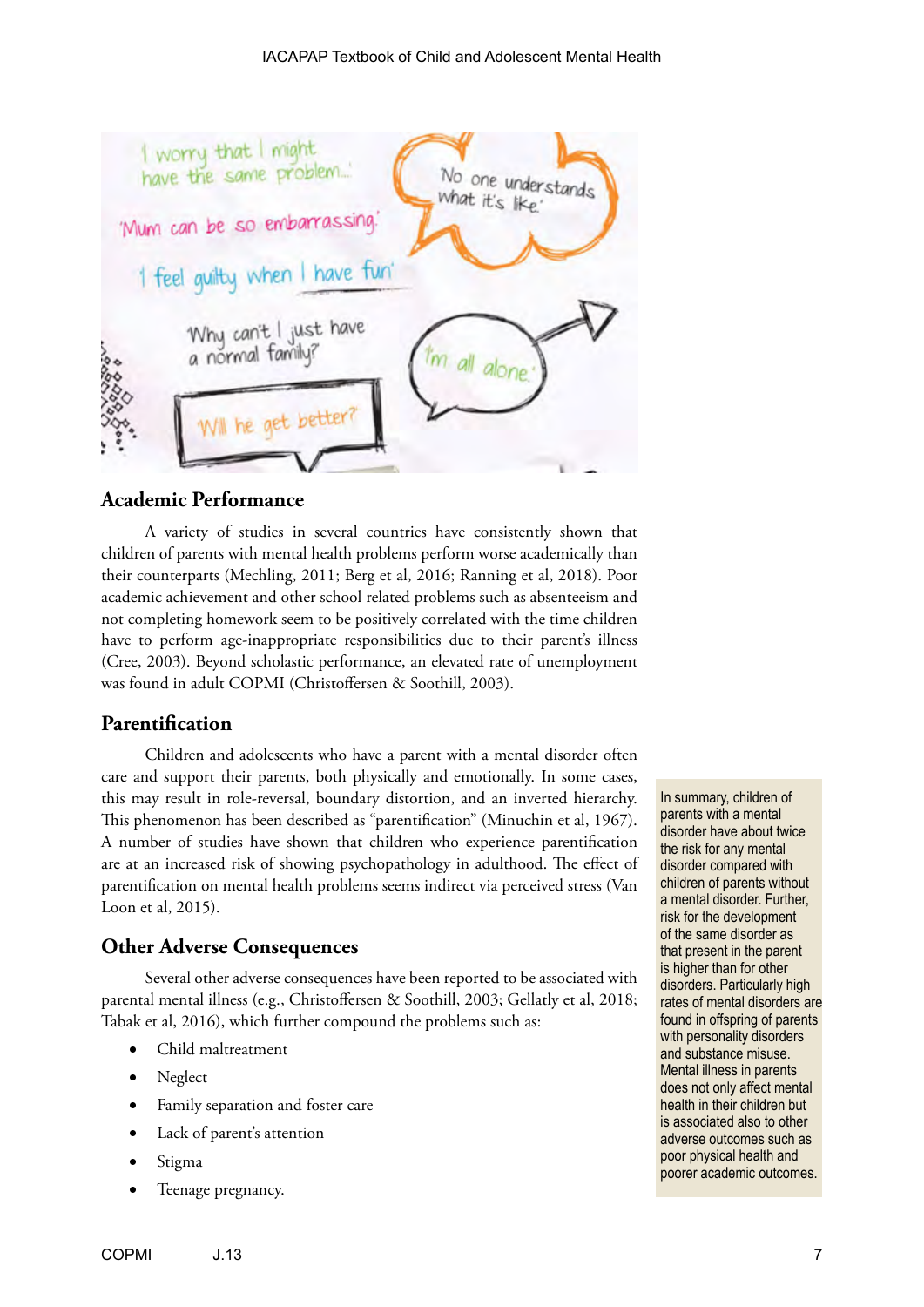## Academic Performance

A variety of studies in several countries have consistently shown that children of parents with mental health problems perform worse academically than their counterparts (Mechling, 2011; Berg et al, 2016; Ranning et al, 2018). Poor academic achievement and other school related problems such as absenteeism and not completing homework seem to be positively correlated with the time children have to perform age-inappropriate responsibilities due to their parent's illness (Cree, 2003). Beyond scholastic performance, an elevated rate of unemployment was found in adult COPMI (Christoffersen & Soothill, 2003).

## Parentification

Children and adolescents who have a parent with a mental disorder often care and support their parents, both physically and emotionally. In some cases, this may result in role-reversal, boundary distortion, and an inverted hierarchy. This phenomenon has been described as "parentification" (Minuchin et al, 1967). A number of studies have shown that children who experience parentification are at an increased risk of showing psychopathology in adulthood. The effect of parentification on mental health problems seems indirect via perceived stress (Van Loon et al, 2015).

In summary, children of parents with a mental disorder have about twice the risk for any mental disorder compared with children of parents without a mental disorder. Further, risk for the development of the same disorder as that present in the parent is higher than for other disorders. Particularly high rates of mental disorders are found in offspring of parents with personality disorders and substance misuse. Mental illness in parents does not only affect mental health in their children but is associated also to other adverse outcomes such as poor physical health and poorer academic outcomes.

## Other Adverse Consequences

Several other adverse consequences have been reported to be associated with parental mental illness (e.g., Christoffersen & Soothill, 2003; Gellatly et al, 2018; Tabak et al, 2016), which further compound the problems such as:

- Child maltreatment
- Neglect
- Family separation and foster care
- Lack of parent's attention
- Stigma
- Teenage pregnancy.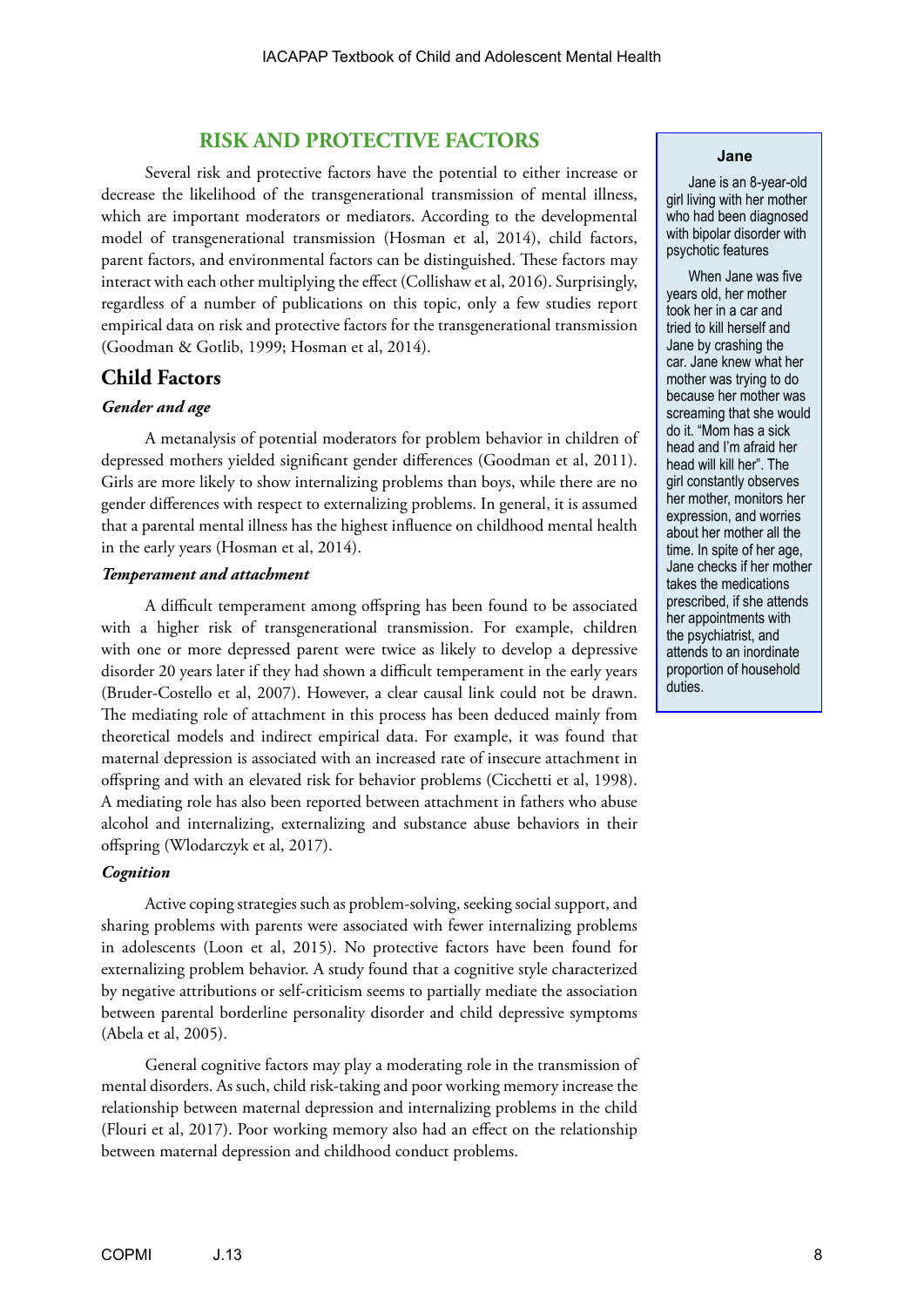## RISK AND PROTECTIVE FACTORS

Several risk and protective factors have the potential to either increase or decrease the likelihood of the transgenerational transmission of mental illness, which are important moderators or mediators. According to the developmental model of transgenerational transmission (Hosman et al, 2014), child factors, parent factors, and environmental factors can be distinguished. These factors may interact with each other multiplying the effect (Collishaw et al, 2016). Surprisingly, regardless of a number of publications on this topic, only a few studies report empirical data on risk and protective factors for the transgenerational transmission (Goodman & Gotlib, 1999; Hosman et al, 2014).

### Child Factors

#### *Gender and age*

A metanalysis of potential moderators for problem behavior in children of depressed mothers yielded significant gender differences (Goodman et al, 2011). Girls are more likely to show internalizing problems than boys, while there are no gender differences with respect to externalizing problems. In general, it is assumed that a parental mental illness has the highest influence on childhood mental health in the early years (Hosman et al, 2014).

#### *Temperament and attachment*

A difficult temperament among offspring has been found to be associated with a higher risk of transgenerational transmission. For example, children with one or more depressed parent were twice as likely to develop a depressive disorder 20 years later if they had shown a difficult temperament in the early years (Bruder-Costello et al, 2007). However, a clear causal link could not be drawn. The mediating role of attachment in this process has been deduced mainly from theoretical models and indirect empirical data. For example, it was found that maternal depression is associated with an increased rate of insecure attachment in offspring and with an elevated risk for behavior problems (Cicchetti et al, 1998). A mediating role has also been reported between attachment in fathers who abuse alcohol and internalizing, externalizing and substance abuse behaviors in their offspring (Wlodarczyk et al, 2017).

#### *Cognition*

Active coping strategies such as problem-solving, seeking social support, and sharing problems with parents were associated with fewer internalizing problems in adolescents (Loon et al, 2015). No protective factors have been found for externalizing problem behavior. A study found that a cognitive style characterized by negative attributions or self-criticism seems to partially mediate the association between parental borderline personality disorder and child depressive symptoms (Abela et al, 2005).

General cognitive factors may play a moderating role in the transmission of mental disorders. As such, child risk-taking and poor working memory increase the relationship between maternal depression and internalizing problems in the child (Flouri et al, 2017). Poor working memory also had an effect on the relationship between maternal depression and childhood conduct problems.

**Jane**

Jane is an 8-year-old girl living with her mother who had been diagnosed with bipolar disorder with psychotic features

When Jane was five years old, her mother took her in a car and tried to kill herself and Jane by crashing the car. Jane knew what her mother was trying to do because her mother was screaming that she would do it. "Mom has a sick head and I'm afraid her head will kill her". The girl constantly observes her mother, monitors her expression, and worries about her mother all the time. In spite of her age, Jane checks if her mother takes the medications prescribed, if she attends her appointments with the psychiatrist, and attends to an inordinate proportion of household duties.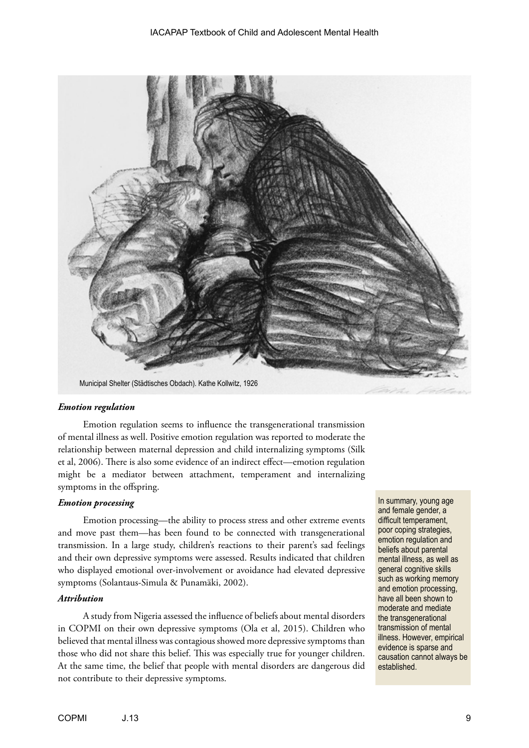Municipal Shelter (Städtisches Obdach). Kathe Kollwitz, 1926

### *Emotion regulation*

Emotion regulation seems to influence the transgenerational transmission of mental illness as well. Positive emotion regulation was reported to moderate the relationship between maternal depression and child internalizing symptoms (Silk et al, 2006). There is also some evidence of an indirect effect—emotion regulation might be a mediator between attachment, temperament and internalizing symptoms in the offspring.

### *Emotion processing*

Emotion processing—the ability to process stress and other extreme events and move past them—has been found to be connected with transgenerational transmission. In a large study, children's reactions to their parent's sad feelings and their own depressive symptoms were assessed. Results indicated that children who displayed emotional over-involvement or avoidance had elevated depressive symptoms (Solantaus-Simula & Punamäki, 2002).

### *Attribution*

A study from Nigeria assessed the influence of beliefs about mental disorders in COPMI on their own depressive symptoms (Ola et al, 2015). Children who believed that mental illness was contagious showed more depressive symptoms than those who did not share this belief. This was especially true for younger children. At the same time, the belief that people with mental disorders are dangerous did not contribute to their depressive symptoms.

In summary, young age and female gender, a difficult temperament, poor coping strategies, emotion regulation and beliefs about parental mental illness, as well as general cognitive skills such as working memory and emotion processing, have all been shown to moderate and mediate the transgenerational transmission of mental illness. However, empirical evidence is sparse and causation cannot always be established.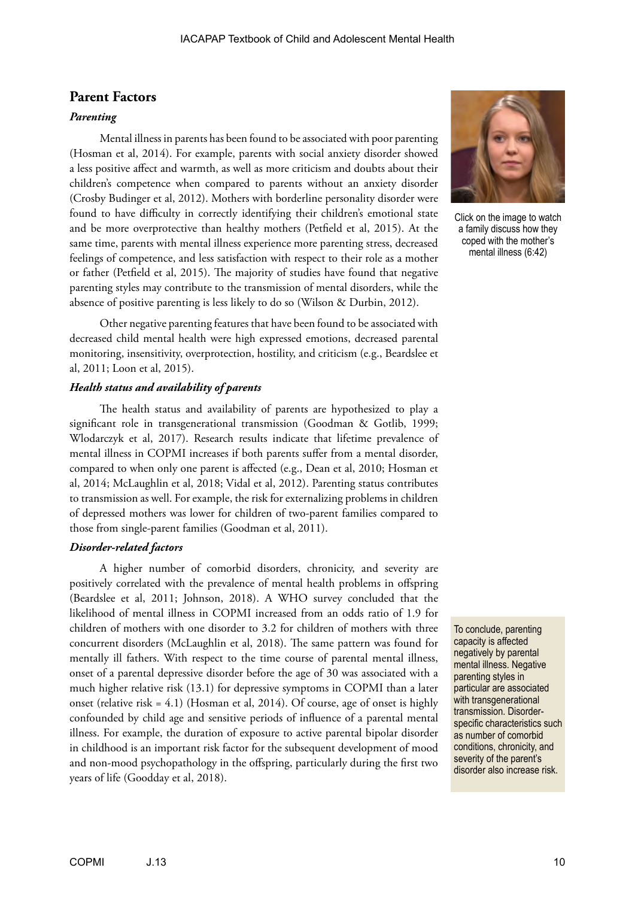## Parent Factors

### *Parenting*

Mental illness in parents has been found to be associated with poor parenting (Hosman et al, 2014). For example, parents with social anxiety disorder showed a less positive affect and warmth, as well as more criticism and doubts about their children's competence when compared to parents without an anxiety disorder (Crosby Budinger et al, 2012). Mothers with borderline personality disorder were found to have difficulty in correctly identifying their children's emotional state and be more overprotective than healthy mothers (Petfield et al, 2015). At the same time, parents with mental illness experience more parenting stress, decreased feelings of competence, and less satisfaction with respect to their role as a mother or father (Petfield et al, 2015). The majority of studies have found that negative parenting styles may contribute to the transmission of mental disorders, while the absence of positive parenting is less likely to do so (Wilson & Durbin, 2012).

Click on the image to watch a family discuss how they coped with the mother's mental illness (6:42)

Other negative parenting features that have been found to be associated with decreased child mental health were high expressed emotions, decreased parental monitoring, insensitivity, overprotection, hostility, and criticism (e.g., Beardslee et al, 2011; Loon et al, 2015).

### *Health status and availability of parents*

The health status and availability of parents are hypothesized to play a significant role in transgenerational transmission (Goodman & Gotlib, 1999; Wlodarczyk et al, 2017). Research results indicate that lifetime prevalence of mental illness in COPMI increases if both parents suffer from a mental disorder, compared to when only one parent is affected (e.g., Dean et al, 2010; Hosman et al, 2014; McLaughlin et al, 2018; Vidal et al, 2012). Parenting status contributes to transmission as well. For example, the risk for externalizing problems in children of depressed mothers was lower for children of two-parent families compared to those from single-parent families (Goodman et al, 2011).

### *Disorder-related factors*

A higher number of comorbid disorders, chronicity, and severity are positively correlated with the prevalence of mental health problems in offspring (Beardslee et al, 2011; Johnson, 2018). A WHO survey concluded that the likelihood of mental illness in COPMI increased from an odds ratio of 1.9 for children of mothers with one disorder to 3.2 for children of mothers with three concurrent disorders (McLaughlin et al, 2018). The same pattern was found for mentally ill fathers. With respect to the time course of parental mental illness, onset of a parental depressive disorder before the age of 30 was associated with a much higher relative risk (13.1) for depressive symptoms in COPMI than a later onset (relative risk = 4.1) (Hosman et al, 2014). Of course, age of onset is highly confounded by child age and sensitive periods of influence of a parental mental illness. For example, the duration of exposure to active parental bipolar disorder in childhood is an important risk factor for the subsequent development of mood and non-mood psychopathology in the offspring, particularly during the first two years of life (Goodday et al, 2018).

To conclude, parenting capacity is affected negatively by parental mental illness. Negative parenting styles in particular are associated with transgenerational transmission. Disorder-specific characteristics such as number of comorbid conditions, chronicity, and severity of the parent's disorder also increase risk.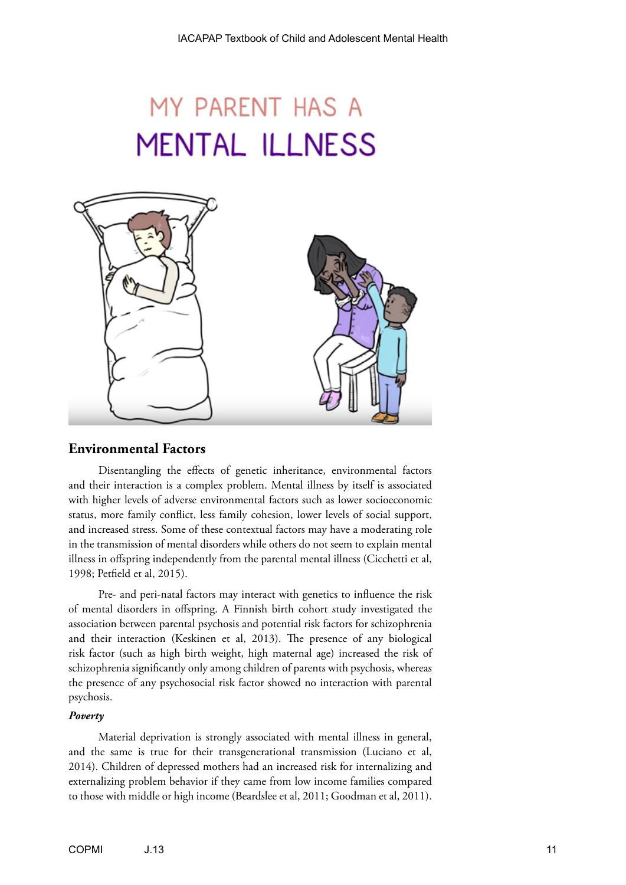## Environmental Factors

Disentangling the effects of genetic inheritance, environmental factors and their interaction is a complex problem. Mental illness by itself is associated with higher levels of adverse environmental factors such as lower socioeconomic status, more family conflict, less family cohesion, lower levels of social support, and increased stress. Some of these contextual factors may have a moderating role in the transmission of mental disorders while others do not seem to explain mental illness in offspring independently from the parental mental illness (Cicchetti et al, 1998; Petfield et al, 2015).

Pre- and peri-natal factors may interact with genetics to influence the risk of mental disorders in offspring. A Finnish birth cohort study investigated the association between parental psychosis and potential risk factors for schizophrenia and their interaction (Keskinen et al, 2013). The presence of any biological risk factor (such as high birth weight, high maternal age) increased the risk of schizophrenia significantly only among children of parents with psychosis, whereas the presence of any psychosocial risk factor showed no interaction with parental psychosis.

### *Poverty*

Material deprivation is strongly associated with mental illness in general, and the same is true for their transgenerational transmission (Luciano et al, 2014). Children of depressed mothers had an increased risk for internalizing and externalizing problem behavior if they came from low income families compared to those with middle or high income (Beardslee et al, 2011; Goodman et al, 2011).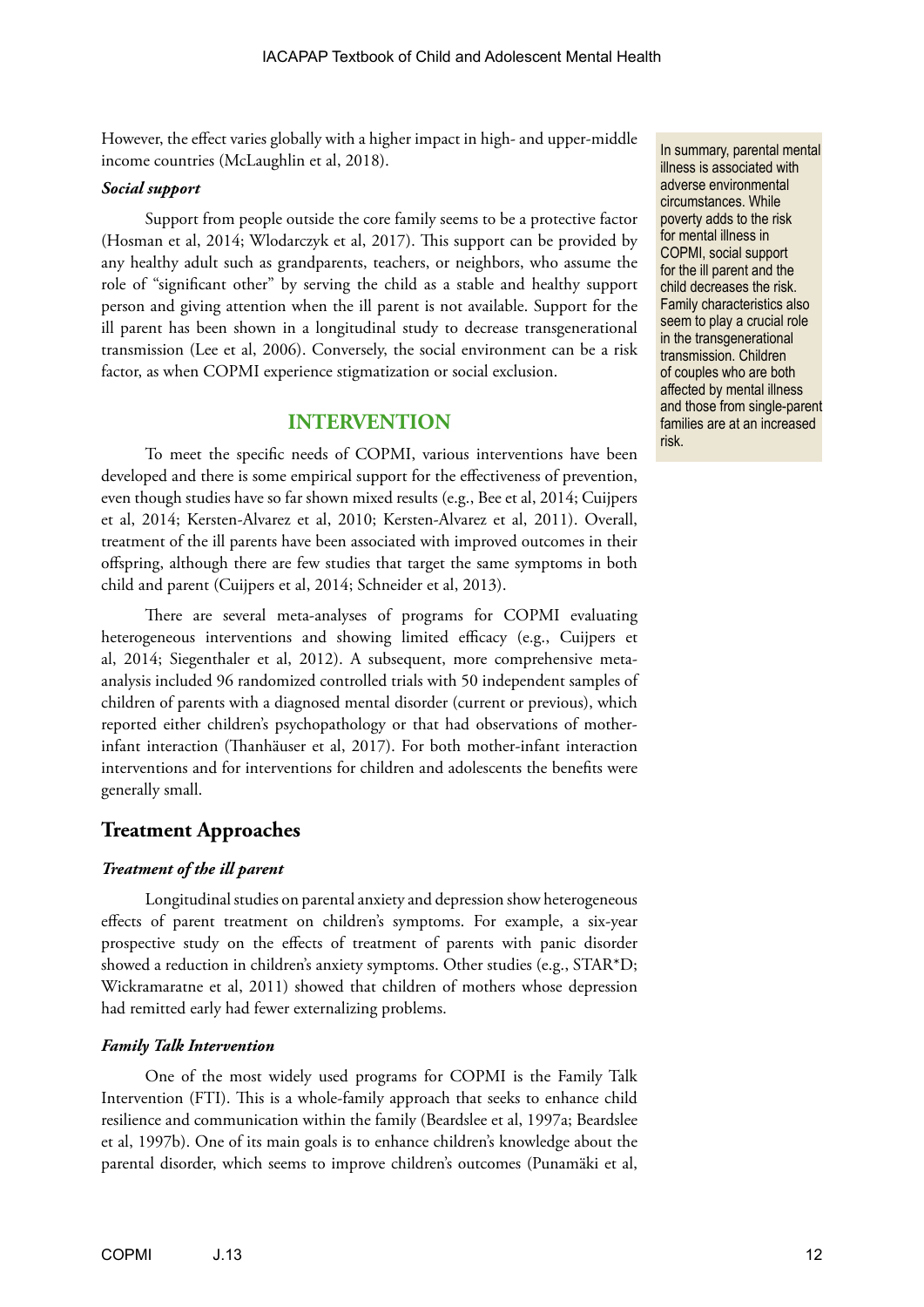However, the effect varies globally with a higher impact in high- and upper-middle income countries (McLaughlin et al, 2018).

#### *Social support*

Support from people outside the core family seems to be a protective factor (Hosman et al, 2014; Wlodarczyk et al, 2017). This support can be provided by any healthy adult such as grandparents, teachers, or neighbors, who assume the role of "significant other" by serving the child as a stable and healthy support person and giving attention when the ill parent is not available. Support for the ill parent has been shown in a longitudinal study to decrease transgenerational transmission (Lee et al, 2006). Conversely, the social environment can be a risk factor, as when COPMI experience stigmatization or social exclusion.

In summary, parental mental illness is associated with adverse environmental circumstances. While poverty adds to the risk for mental illness in COPMI, social support for the ill parent and the child decreases the risk. Family characteristics also seem to play a crucial role in the transgenerational transmission. Children of couples who are both affected by mental illness and those from single-parent families are at an increased risk.

## INTERVENTION

To meet the specific needs of COPMI, various interventions have been developed and there is some empirical support for the effectiveness of prevention, even though studies have so far shown mixed results (e.g., Bee et al, 2014; Cuijpers et al, 2014; Kersten-Alvarez et al, 2010; Kersten-Alvarez et al, 2011). Overall, treatment of the ill parents have been associated with improved outcomes in their offspring, although there are few studies that target the same symptoms in both child and parent (Cuijpers et al, 2014; Schneider et al, 2013).

There are several meta-analyses of programs for COPMI evaluating heterogeneous interventions and showing limited efficacy (e.g., Cuijpers et al, 2014; Siegenthaler et al, 2012). A subsequent, more comprehensive meta-analysis included 96 randomized controlled trials with 50 independent samples of children of parents with a diagnosed mental disorder (current or previous), which reported either children's psychopathology or that had observations of mother-infant interaction (Thanhäuser et al, 2017). For both mother-infant interaction interventions and for interventions for children and adolescents the benefits were generally small.

### Treatment Approaches

#### *Treatment of the ill parent*

Longitudinal studies on parental anxiety and depression show heterogeneous effects of parent treatment on children's symptoms. For example, a six-year prospective study on the effects of treatment of parents with panic disorder showed a reduction in children's anxiety symptoms. Other studies (e.g., STAR*D; Wickramaratne et al, 2011) showed that children of mothers whose depression had remitted early had fewer externalizing problems.

#### *Family Talk Intervention*

One of the most widely used programs for COPMI is the Family Talk Intervention (FTI). This is a whole-family approach that seeks to enhance child resilience and communication within the family (Beardslee et al, 1997a; Beardslee et al, 1997b). One of its main goals is to enhance children's knowledge about the parental disorder, which seems to improve children's outcomes (Punamäki et al,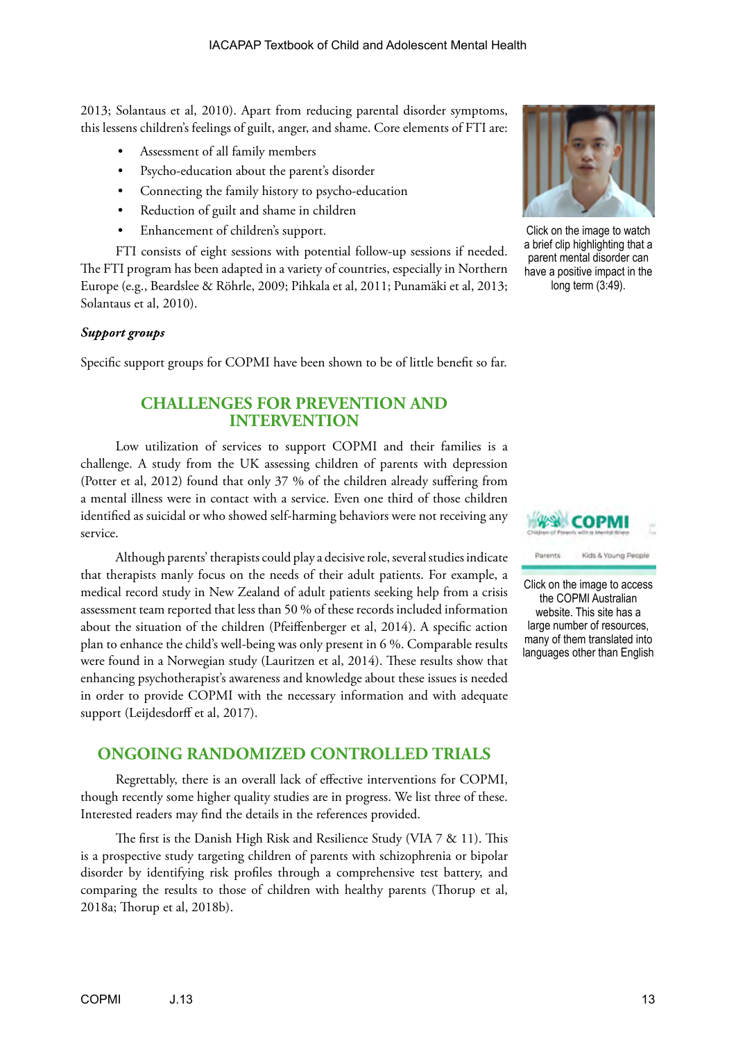2013; Solantaus et al, 2010). Apart from reducing parental disorder symptoms, this lessens children's feelings of guilt, anger, and shame. Core elements of FTI are:

- Assessment of all family members
- Psycho-education about the parent's disorder
- Connecting the family history to psycho-education
- Reduction of guilt and shame in children
- Enhancement of children's support.

FTI consists of eight sessions with potential follow-up sessions if needed. The FTI program has been adapted in a variety of countries, especially in Northern Europe (e.g., Beardslee & Röhrle, 2009; Pihkala et al, 2011; Punamäki et al, 2013; Solantaus et al, 2010).

Click on the image to watch a brief clip highlighting that a parent mental disorder can have a positive impact in the long term (3:49).

***Support groups***

Specific support groups for COPMI have been shown to be of little benefit so far.

## CHALLENGES FOR PREVENTION AND INTERVENTION

Low utilization of services to support COPMI and their families is a challenge. A study from the UK assessing children of parents with depression (Potter et al, 2012) found that only 37 % of the children already suffering from a mental illness were in contact with a service. Even one third of those children identified as suicidal or who showed self-harming behaviors were not receiving any service.

Although parents' therapists could play a decisive role, several studies indicate that therapists manly focus on the needs of their adult patients. For example, a medical record study in New Zealand of adult patients seeking help from a crisis assessment team reported that less than 50 % of these records included information about the situation of the children (Pfeiffenberger et al, 2014). A specific action plan to enhance the child's well-being was only present in 6 %. Comparable results were found in a Norwegian study (Lauritzen et al, 2014). These results show that enhancing psychotherapist's awareness and knowledge about these issues is needed in order to provide COPMI with the necessary information and with adequate support (Leijdesdorff et al, 2017).

Click on the image to access the COPMI Australian website. This site has a large number of resources, many of them translated into languages other than English

## ONGOING RANDOMIZED CONTROLLED TRIALS

Regrettably, there is an overall lack of effective interventions for COPMI, though recently some higher quality studies are in progress. We list three of these. Interested readers may find the details in the references provided.

The first is the Danish High Risk and Resilience Study (VIA 7 & 11). This is a prospective study targeting children of parents with schizophrenia or bipolar disorder by identifying risk profiles through a comprehensive test battery, and comparing the results to those of children with healthy parents (Thorup et al, 2018a; Thorup et al, 2018b).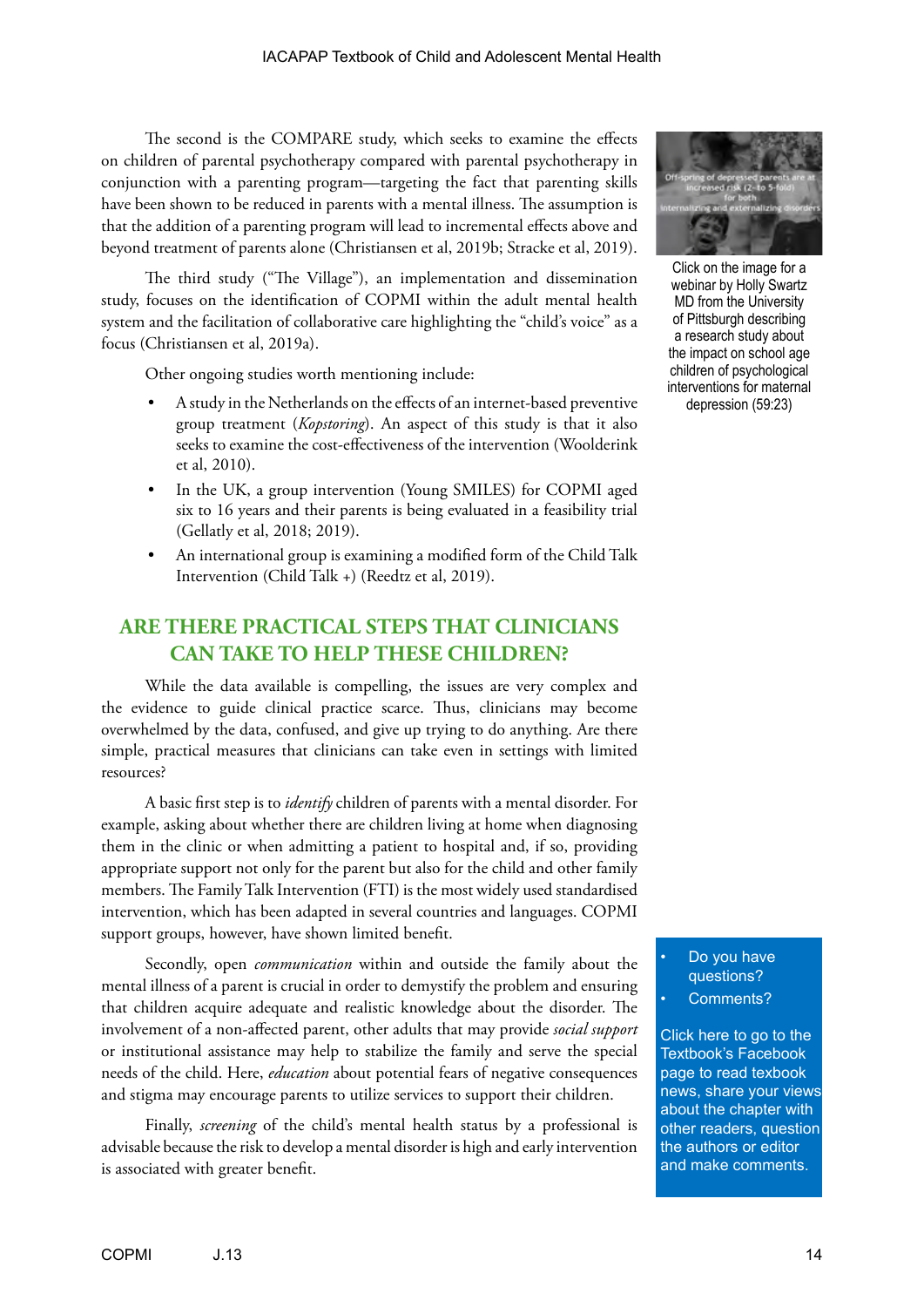The second is the COMPARE study, which seeks to examine the effects on children of parental psychotherapy compared with parental psychotherapy in conjunction with a parenting program—targeting the fact that parenting skills have been shown to be reduced in parents with a mental illness. The assumption is that the addition of a parenting program will lead to incremental effects above and beyond treatment of parents alone (Christiansen et al, 2019b; Stracke et al, 2019).

The third study ("The Village"), an implementation and dissemination study, focuses on the identification of COPMI within the adult mental health system and the facilitation of collaborative care highlighting the "child's voice" as a focus (Christiansen et al, 2019a).

Other ongoing studies worth mentioning include:

- A study in the Netherlands on the effects of an internet-based preventive group treatment (*Kopstoring*). An aspect of this study is that it also seeks to examine the cost-effectiveness of the intervention (Woolderink et al, 2010).
- In the UK, a group intervention (Young SMILES) for COPMI aged six to 16 years and their parents is being evaluated in a feasibility trial (Gellatly et al, 2018; 2019).
- An international group is examining a modified form of the Child Talk Intervention (Child Talk +) (Reedtz et al, 2019).

Off-spring of depressed parents are at increased risk (2- to 5-fold) for both internalizing and externalizing disorders

Click on the image for a webinar by Holly Swartz MD from the University of Pittsburgh describing a research study about the impact on school age children of psychological interventions for maternal depression (59:23)

## ARE THERE PRACTICAL STEPS THAT CLINICIANS CAN TAKE TO HELP THESE CHILDREN?

While the data available is compelling, the issues are very complex and the evidence to guide clinical practice scarce. Thus, clinicians may become overwhelmed by the data, confused, and give up trying to do anything. Are there simple, practical measures that clinicians can take even in settings with limited resources?

A basic first step is to *identify* children of parents with a mental disorder. For example, asking about whether there are children living at home when diagnosing them in the clinic or when admitting a patient to hospital and, if so, providing appropriate support not only for the parent but also for the child and other family members. The Family Talk Intervention (FTI) is the most widely used standardised intervention, which has been adapted in several countries and languages. COPMI support groups, however, have shown limited benefit.

Secondly, open *communication* within and outside the family about the mental illness of a parent is crucial in order to demystify the problem and ensuring that children acquire adequate and realistic knowledge about the disorder. The involvement of a non-affected parent, other adults that may provide *social support* or institutional assistance may help to stabilize the family and serve the special needs of the child. Here, *education* about potential fears of negative consequences and stigma may encourage parents to utilize services to support their children.

Finally, *screening* of the child's mental health status by a professional is advisable because the risk to develop a mental disorder is high and early intervention is associated with greater benefit.

- Do you have questions?
- Comments?

Click here to go to the Textbook's Facebook page to read texbook news, share your views about the chapter with other readers, question the authors or editor and make comments.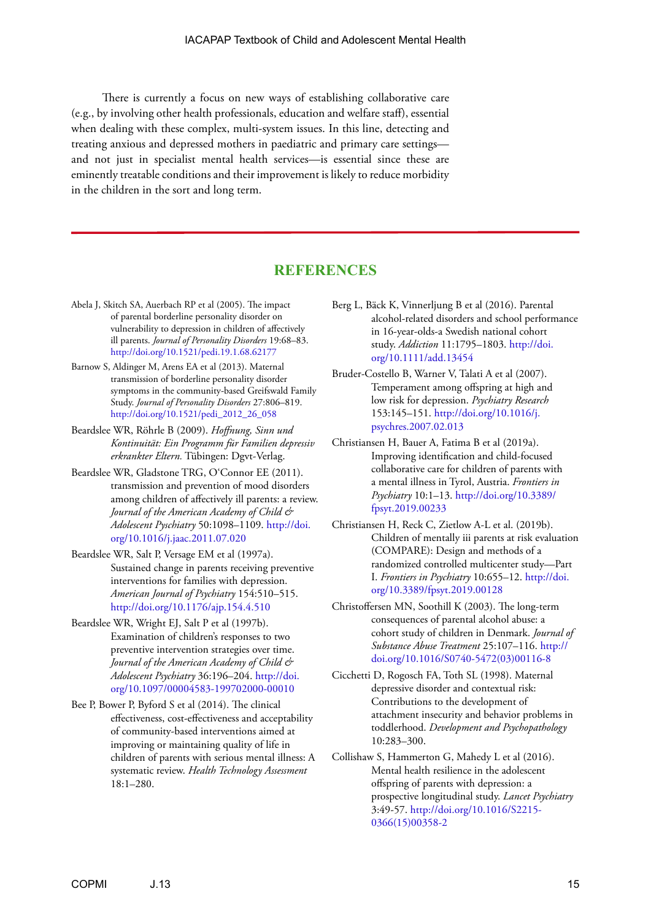There is currently a focus on new ways of establishing collaborative care (e.g., by involving other health professionals, education and welfare staff), essential when dealing with these complex, multi-system issues. In this line, detecting and treating anxious and depressed mothers in paediatric and primary care settings—and not just in specialist mental health services—is essential since these are eminently treatable conditions and their improvement is likely to reduce morbidity in the children in the sort and long term.

## REFERENCES

Abela J, Skitch SA, Auerbach RP et al (2005). The impact of parental borderline personality disorder on vulnerability to depression in children of affectively ill parents. *Journal of Personality Disorders* 19:68–83. http://doi.org/10.1521/pedi.19.1.68.62177

Barnow S, Aldinger M, Arens EA et al (2013). Maternal transmission of borderline personality disorder symptoms in the community-based Greifswald Family Study. *Journal of Personality Disorders* 27:806–819. http://doi.org/10.1521/pedi_2012_26_058

Beardslee WR, Röhrle B (2009). *Hoffnung, Sinn und Kontinuität: Ein Programm für Familien depressiv erkrankter Eltern.* Tübingen: Dgvt-Verlag.

Beardslee WR, Gladstone TRG, O'Connor EE (2011). transmission and prevention of mood disorders among children of affectively ill parents: a review. *Journal of the American Academy of Child & Adolescent Pyschiatry* 50:1098–1109. http://doi.org/10.1016/j.jaac.2011.07.020

Beardslee WR, Salt P, Versage EM et al (1997a). Sustained change in parents receiving preventive interventions for families with depression. *American Journal of Psychiatry* 154:510–515. http://doi.org/10.1176/ajp.154.4.510

Beardslee WR, Wright EJ, Salt P et al (1997b). Examination of children's responses to two preventive intervention strategies over time. *Journal of the American Academy of Child & Adolescent Psychiatry* 36:196–204. http://doi.org/10.1097/00004583-199702000-00010

Bee P, Bower P, Byford S et al (2014). The clinical effectiveness, cost-effectiveness and acceptability of community-based interventions aimed at improving or maintaining quality of life in children of parents with serious mental illness: A systematic review. *Health Technology Assessment* 18:1–280.

Berg L, Bäck K, Vinnerljung B et al (2016). Parental alcohol-related disorders and school performance in 16-year-olds-a Swedish national cohort study. *Addiction* 11:1795–1803. http://doi.org/10.1111/add.13454

Bruder-Costello B, Warner V, Talati A et al (2007). Temperament among offspring at high and low risk for depression. *Psychiatry Research* 153:145–151. http://doi.org/10.1016/j.psychres.2007.02.013

Christiansen H, Bauer A, Fatima B et al (2019a). Improving identification and child-focused collaborative care for children of parents with a mental illness in Tyrol, Austria. *Frontiers in Psychiatry* 10:1–13. http://doi.org/10.3389/fpsyt.2019.00233

Christiansen H, Reck C, Zietlow A-L et al. (2019b). Children of mentally iii parents at risk evaluation (COMPARE): Design and methods of a randomized controlled multicenter study—Part I. *Frontiers in Psychiatry* 10:655–12. http://doi.org/10.3389/fpsyt.2019.00128

Christoffersen MN, Soothill K (2003). The long-term consequences of parental alcohol abuse: a cohort study of children in Denmark. *Journal of Substance Abuse Treatment* 25:107–116. http://doi.org/10.1016/S0740-5472(03)00116-8

Cicchetti D, Rogosch FA, Toth SL (1998). Maternal depressive disorder and contextual risk: Contributions to the development of attachment insecurity and behavior problems in toddlerhood. *Development and Psychopathology* 10:283–300.

Collishaw S, Hammerton G, Mahedy L et al (2016). Mental health resilience in the adolescent offspring of parents with depression: a prospective longitudinal study. *Lancet Psychiatry* 3:49-57. http://doi.org/10.1016/S2215-0366(15)00358-2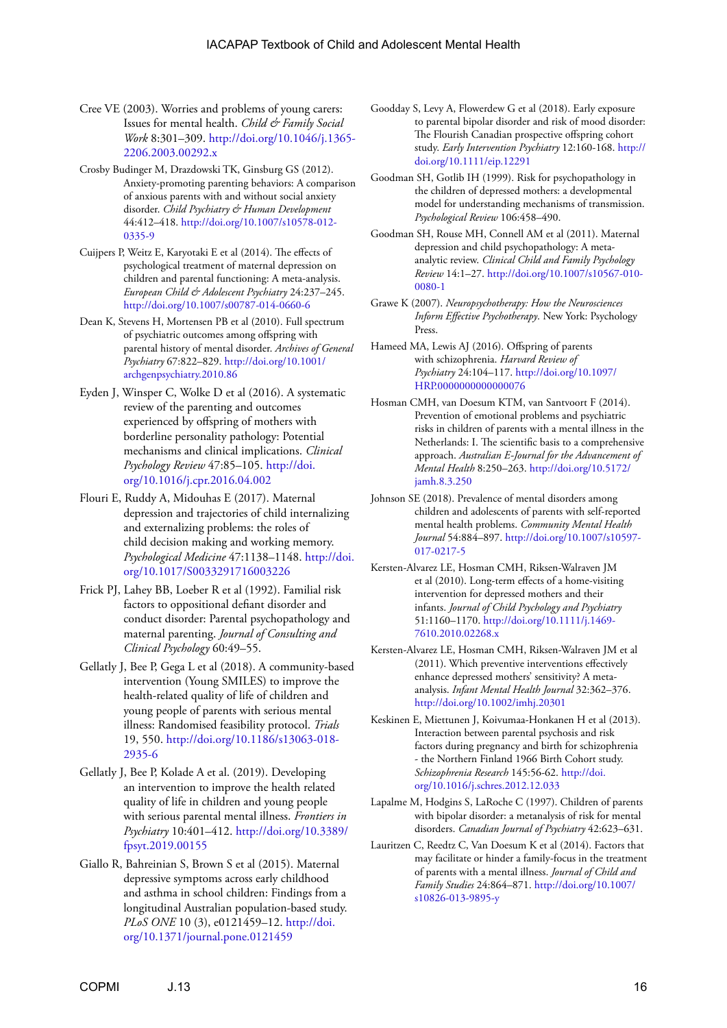Cree VE (2003). Worries and problems of young carers: Issues for mental health. *Child & Family Social Work* 8:301–309. http://doi.org/10.1046/j.1365-2206.2003.00292.x

Crosby Budinger M, Drazdowski TK, Ginsburg GS (2012). Anxiety-promoting parenting behaviors: A comparison of anxious parents with and without social anxiety disorder. *Child Psychiatry & Human Development* 44:412–418. http://doi.org/10.1007/s10578-012-0335-9

Cuijpers P, Weitz E, Karyotaki E et al (2014). The effects of psychological treatment of maternal depression on children and parental functioning: A meta-analysis. *European Child & Adolescent Psychiatry* 24:237–245. http://doi.org/10.1007/s00787-014-0660-6

Dean K, Stevens H, Mortensen PB et al (2010). Full spectrum of psychiatric outcomes among offspring with parental history of mental disorder. *Archives of General Psychiatry* 67:822–829. http://doi.org/10.1001/archgenpsychiatry.2010.86

Eyden J, Winsper C, Wolke D et al (2016). A systematic review of the parenting and outcomes experienced by offspring of mothers with borderline personality pathology: Potential mechanisms and clinical implications. *Clinical Psychology Review* 47:85–105. http://doi.org/10.1016/j.cpr.2016.04.002

Flouri E, Ruddy A, Midouhas E (2017). Maternal depression and trajectories of child internalizing and externalizing problems: the roles of child decision making and working memory. *Psychological Medicine* 47:1138–1148. http://doi.org/10.1017/S0033291716003226

Frick PJ, Lahey BB, Loeber R et al (1992). Familial risk factors to oppositional defiant disorder and conduct disorder: Parental psychopathology and maternal parenting. *Journal of Consulting and Clinical Psychology* 60:49–55.

Gellatly J, Bee P, Gega L et al (2018). A community-based intervention (Young SMILES) to improve the health-related quality of life of children and young people of parents with serious mental illness: Randomised feasibility protocol. *Trials* 19, 550. http://doi.org/10.1186/s13063-018-2935-6

Gellatly J, Bee P, Kolade A et al. (2019). Developing an intervention to improve the health related quality of life in children and young people with serious parental mental illness. *Frontiers in Psychiatry* 10:401–412. http://doi.org/10.3389/fpsyt.2019.00155

Giallo R, Bahreinian S, Brown S et al (2015). Maternal depressive symptoms across early childhood and asthma in school children: Findings from a longitudinal Australian population-based study. *PLoS ONE* 10 (3), e0121459–12. http://doi.org/10.1371/journal.pone.0121459

Goodday S, Levy A, Flowerdew G et al (2018). Early exposure to parental bipolar disorder and risk of mood disorder: The Flourish Canadian prospective offspring cohort study. *Early Intervention Psychiatry* 12:160-168. http://doi.org/10.1111/eip.12291

Goodman SH, Gotlib IH (1999). Risk for psychopathology in the children of depressed mothers: a developmental model for understanding mechanisms of transmission. *Psychological Review* 106:458–490.

Goodman SH, Rouse MH, Connell AM et al (2011). Maternal depression and child psychopathology: A meta-analytic review. *Clinical Child and Family Psychology Review* 14:1–27. http://doi.org/10.1007/s10567-010-0080-1

Grawe K (2007). *Neuropsychotherapy: How the Neurosciences Inform Effective Psychotherapy.* New York: Psychology Press.

Hameed MA, Lewis AJ (2016). Offspring of parents with schizophrenia. *Harvard Review of Psychiatry* 24:104–117. http://doi.org/10.1097/HRP.0000000000000076

Hosman CMH, van Doesum KTM, van Santvoort F (2014). Prevention of emotional problems and psychiatric risks in children of parents with a mental illness in the Netherlands: I. The scientific basis to a comprehensive approach. *Australian E-Journal for the Advancement of Mental Health* 8:250–263. http://doi.org/10.5172/jamh.8.3.250

Johnson SE (2018). Prevalence of mental disorders among children and adolescents of parents with self-reported mental health problems. *Community Mental Health Journal* 54:884–897. http://doi.org/10.1007/s10597-017-0217-5

Kersten-Alvarez LE, Hosman CMH, Riksen-Walraven JM et al (2010). Long-term effects of a home-visiting intervention for depressed mothers and their infants. *Journal of Child Psychology and Psychiatry* 51:1160–1170. http://doi.org/10.1111/j.1469-7610.2010.02268.x

Kersten-Alvarez LE, Hosman CMH, Riksen-Walraven JM et al (2011). Which preventive interventions effectively enhance depressed mothers' sensitivity? A meta-analysis. *Infant Mental Health Journal* 32:362–376. http://doi.org/10.1002/imhj.20301

Keskinen E, Miettunen J, Koivumaa-Honkanen H et al (2013). Interaction between parental psychosis and risk factors during pregnancy and birth for schizophrenia - the Northern Finland 1966 Birth Cohort study. *Schizophrenia Research* 145:56-62. http://doi.org/10.1016/j.schres.2012.12.033

Lapalme M, Hodgins S, LaRoche C (1997). Children of parents with bipolar disorder: a metanalysis of risk for mental disorders. *Canadian Journal of Psychiatry* 42:623–631.

Lauritzen C, Reedtz C, Van Doesum K et al (2014). Factors that may facilitate or hinder a family-focus in the treatment of parents with a mental illness. *Journal of Child and Family Studies* 24:864–871. http://doi.org/10.1007/s10826-013-9895-y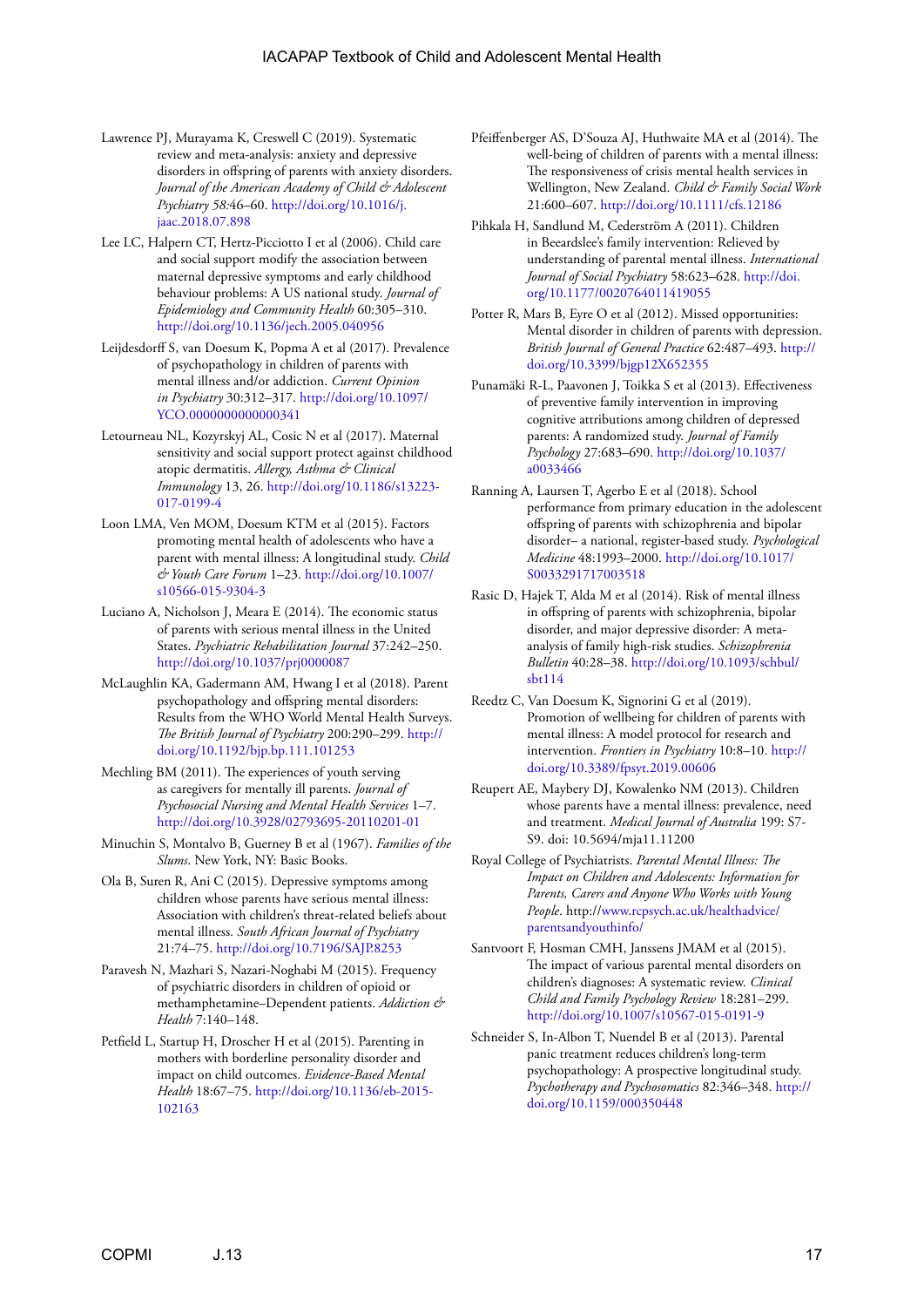Lawrence PJ, Murayama K, Creswell C (2019). Systematic review and meta-analysis: anxiety and depressive disorders in offspring of parents with anxiety disorders. *Journal of the American Academy of Child & Adolescent Psychiatry 58*:46–60. http://doi.org/10.1016/j.jaac.2018.07.898

Lee LC, Halpern CT, Hertz-Picciotto I et al (2006). Child care and social support modify the association between maternal depressive symptoms and early childhood behaviour problems: A US national study. *Journal of Epidemiology and Community Health* 60:305–310. http://doi.org/10.1136/jech.2005.040956

Leijdesdorff S, van Doesum K, Popma A et al (2017). Prevalence of psychopathology in children of parents with mental illness and/or addiction. *Current Opinion in Psychiatry* 30:312–317. http://doi.org/10.1097/YCO.0000000000000341

Letourneau NL, Kozyrskyj AL, Cosic N et al (2017). Maternal sensitivity and social support protect against childhood atopic dermatitis. *Allergy, Asthma & Clinical Immunology* 13, 26. http://doi.org/10.1186/s13223-017-0199-4

Loon LMA, Ven MOM, Doesum KTM et al (2015). Factors promoting mental health of adolescents who have a parent with mental illness: A longitudinal study. *Child & Youth Care Forum* 1–23. http://doi.org/10.1007/s10566-015-9304-3

Luciano A, Nicholson J, Meara E (2014). The economic status of parents with serious mental illness in the United States. *Psychiatric Rehabilitation Journal* 37:242–250. http://doi.org/10.1037/prj0000087

McLaughlin KA, Gadermann AM, Hwang I et al (2018). Parent psychopathology and offspring mental disorders: Results from the WHO World Mental Health Surveys. *The British Journal of Psychiatry* 200:290–299. http://doi.org/10.1192/bjp.bp.111.101253

Mechling BM (2011). The experiences of youth serving as caregivers for mentally ill parents. *Journal of Psychosocial Nursing and Mental Health Services* 1–7. http://doi.org/10.3928/02793695-20110201-01

Minuchin S, Montalvo B, Guerney B et al (1967). *Families of the Slums*. New York, NY: Basic Books.

Ola B, Suren R, Ani C (2015). Depressive symptoms among children whose parents have serious mental illness: Association with children's threat-related beliefs about mental illness. *South African Journal of Psychiatry* 21:74–75. http://doi.org/10.7196/SAJP.8253

Paravesh N, Mazhari S, Nazari-Noghabi M (2015). Frequency of psychiatric disorders in children of opioid or methamphetamine–Dependent patients. *Addiction & Health* 7:140–148.

Petfield L, Startup H, Droscher H et al (2015). Parenting in mothers with borderline personality disorder and impact on child outcomes. *Evidence-Based Mental Health* 18:67–75. http://doi.org/10.1136/eb-2015-102163

Pfeiffenberger AS, D'Souza AJ, Huthwaite MA et al (2014). The well-being of children of parents with a mental illness: The responsiveness of crisis mental health services in Wellington, New Zealand. *Child & Family Social Work* 21:600–607. http://doi.org/10.1111/cfs.12186

Pihkala H, Sandlund M, Cederström A (2011). Children in Beardslee's family intervention: Relieved by understanding of parental mental illness. *International Journal of Social Psychiatry* 58:623–628. http://doi.org/10.1177/0020764011419055

Potter R, Mars B, Eyre O et al (2012). Missed opportunities: Mental disorder in children of parents with depression. *British Journal of General Practice* 62:487–493. http://doi.org/10.3399/bjgp12X652355

Punamäki R-L, Paavonen J, Toikka S et al (2013). Effectiveness of preventive family intervention in improving cognitive attributions among children of depressed parents: A randomized study. *Journal of Family Psychology* 27:683–690. http://doi.org/10.1037/a0033466

Ranning A, Laursen T, Agerbo E et al (2018). School performance from primary education in the adolescent offspring of parents with schizophrenia and bipolar disorder– a national, register-based study. *Psychological Medicine* 48:1993–2000. http://doi.org/10.1017/S0033291717003518

Rasic D, Hajek T, Alda M et al (2014). Risk of mental illness in offspring of parents with schizophrenia, bipolar disorder, and major depressive disorder: A meta-analysis of family high-risk studies. *Schizophrenia Bulletin* 40:28–38. http://doi.org/10.1093/schbul/sbt114

Reedtz C, Van Doesum K, Signorini G et al (2019). Promotion of wellbeing for children of parents with mental illness: A model protocol for research and intervention. *Frontiers in Psychiatry* 10:8–10. http://doi.org/10.3389/fpsyt.2019.00606

Reupert AE, Maybery DJ, Kowalenko NM (2013). Children whose parents have a mental illness: prevalence, need and treatment. *Medical Journal of Australia* 199: S7-S9. doi: 10.5694/mja11.11200

Royal College of Psychiatrists. *Parental Mental Illness: The Impact on Children and Adolescents: Information for Parents, Carers and Anyone Who Works with Young People*. http://www.rcpsych.ac.uk/healthadvice/parentsandyouthinfo/

Santvoort F, Hosman CMH, Janssens JMAM et al (2015). The impact of various parental mental disorders on children's diagnoses: A systematic review. *Clinical Child and Family Psychology Review* 18:281–299. http://doi.org/10.1007/s10567-015-0191-9

Schneider S, In-Albon T, Nuendel B et al (2013). Parental panic treatment reduces children's long-term psychopathology: A prospective longitudinal study. *Psychotherapy and Psychosomatics* 82:346–348. http://doi.org/10.1159/000350448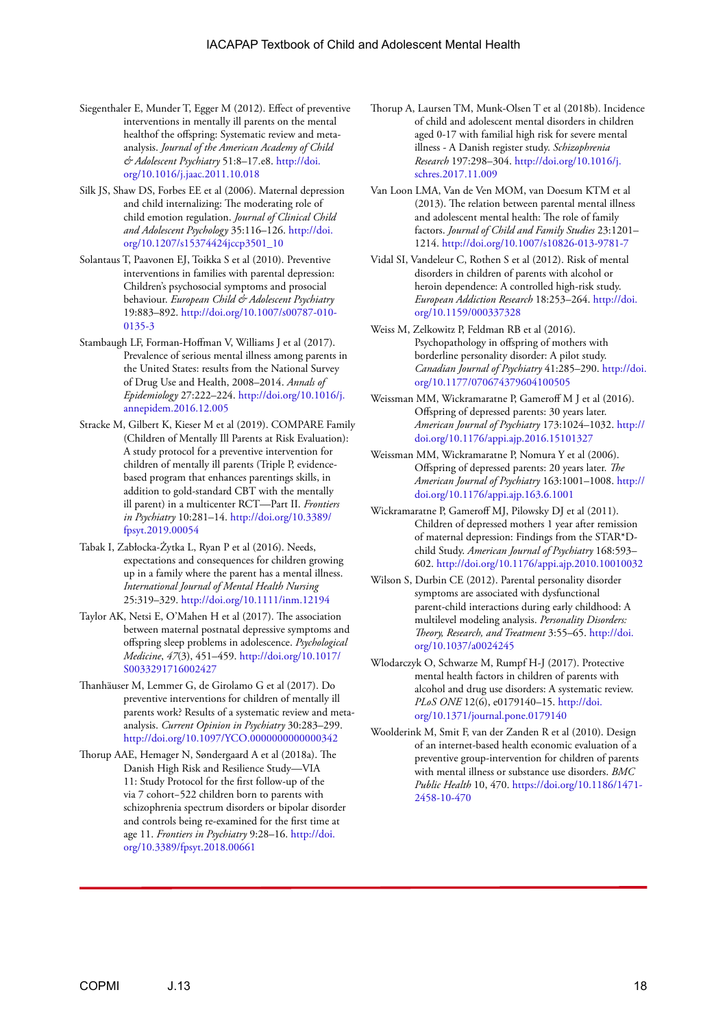Siegenthaler E, Munder T, Egger M (2012). Effect of preventive interventions in mentally ill parents on the mental healthof the offspring: Systematic review and meta-analysis. *Journal of the American Academy of Child & Adolescent Psychiatry* 51:8–17.e8. http://doi.org/10.1016/j.jaac.2011.10.018

Silk JS, Shaw DS, Forbes EE et al (2006). Maternal depression and child internalizing: The moderating role of child emotion regulation. *Journal of Clinical Child and Adolescent Psychology* 35:116–126. http://doi.org/10.1207/s15374424jccp3501_10

Solantaus T, Paavonen EJ, Toikka S et al (2010). Preventive interventions in families with parental depression: Children's psychosocial symptoms and prosocial behaviour. *European Child & Adolescent Psychiatry* 19:883–892. http://doi.org/10.1007/s00787-010-0135-3

Stambaugh LF, Forman-Hoffman V, Williams J et al (2017). Prevalence of serious mental illness among parents in the United States: results from the National Survey of Drug Use and Health, 2008–2014. *Annals of Epidemiology* 27:222–224. http://doi.org/10.1016/j.annepidem.2016.12.005

Stracke M, Gilbert K, Kieser M et al (2019). COMPARE Family (Children of Mentally Ill Parents at Risk Evaluation): A study protocol for a preventive intervention for children of mentally ill parents (Triple P, evidence-based program that enhances parentings skills, in addition to gold-standard CBT with the mentally ill parent) in a multicenter RCT—Part II. *Frontiers in Psychiatry* 10:281–14. http://doi.org/10.3389/fpsyt.2019.00054

Tabak I, Zabłocka-Żytka L, Ryan P et al (2016). Needs, expectations and consequences for children growing up in a family where the parent has a mental illness. *International Journal of Mental Health Nursing* 25:319–329. http://doi.org/10.1111/inm.12194

Taylor AK, Netsi E, O'Mahen H et al (2017). The association between maternal postnatal depressive symptoms and offspring sleep problems in adolescence. *Psychological Medicine*, *47*(3), 451–459. http://doi.org/10.1017/S0033291716002427

Thanhäuser M, Lemmer G, de Girolamo G et al (2017). Do preventive interventions for children of mentally ill parents work? Results of a systematic review and meta-analysis. *Current Opinion in Psychiatry* 30:283–299. http://doi.org/10.1097/YCO.0000000000000342

Thorup AAE, Hemager N, Søndergaard A et al (2018a). The Danish High Risk and Resilience Study—VIA 11: Study Protocol for the first follow-up of the via 7 cohort−522 children born to parents with schizophrenia spectrum disorders or bipolar disorder and controls being re-examined for the first time at age 11. *Frontiers in Psychiatry* 9:28–16. http://doi.org/10.3389/fpsyt.2018.00661

Thorup A, Laursen TM, Munk-Olsen T et al (2018b). Incidence of child and adolescent mental disorders in children aged 0-17 with familial high risk for severe mental illness - A Danish register study. *Schizophrenia Research* 197:298–304. http://doi.org/10.1016/j.schres.2017.11.009

Van Loon LMA, Van de Ven MOM, van Doesum KTM et al (2013). The relation between parental mental illness and adolescent mental health: The role of family factors. *Journal of Child and Family Studies* 23:1201–1214. http://doi.org/10.1007/s10826-013-9781-7

Vidal SI, Vandeleur C, Rothen S et al (2012). Risk of mental disorders in children of parents with alcohol or heroin dependence: A controlled high-risk study. *European Addiction Research* 18:253–264. http://doi.org/10.1159/000337328

Weiss M, Zelkowitz P, Feldman RB et al (2016). Psychopathology in offspring of mothers with borderline personality disorder: A pilot study. *Canadian Journal of Psychiatry* 41:285–290. http://doi.org/10.1177/070674379604100505

Weissman MM, Wickramaratne P, Gameroff M J et al (2016). Offspring of depressed parents: 30 years later. *American Journal of Psychiatry* 173:1024–1032. http://doi.org/10.1176/appi.ajp.2016.15101327

Weissman MM, Wickramaratne P, Nomura Y et al (2006). Offspring of depressed parents: 20 years later. *The American Journal of Psychiatry* 163:1001–1008. http://doi.org/10.1176/appi.ajp.163.6.1001

Wickramaratne P, Gameroff MJ, Pilowsky DJ et al (2011). Children of depressed mothers 1 year after remission of maternal depression: Findings from the STAR*D-child Study. *American Journal of Psychiatry* 168:593–602. http://doi.org/10.1176/appi.ajp.2010.10010032

Wilson S, Durbin CE (2012). Parental personality disorder symptoms are associated with dysfunctional parent-child interactions during early childhood: A multilevel modeling analysis. *Personality Disorders: Theory, Research, and Treatment* 3:55–65. http://doi.org/10.1037/a0024245

Wlodarczyk O, Schwarze M, Rumpf H-J (2017). Protective mental health factors in children of parents with alcohol and drug use disorders: A systematic review. *PLoS ONE* 12(6), e0179140–15. http://doi.org/10.1371/journal.pone.0179140

Woolderink M, Smit F, van der Zanden R et al (2010). Design of an internet-based health economic evaluation of a preventive group-intervention for children of parents with mental illness or substance use disorders. *BMC Public Health* 10, 470. https://doi.org/10.1186/1471-2458-10-470